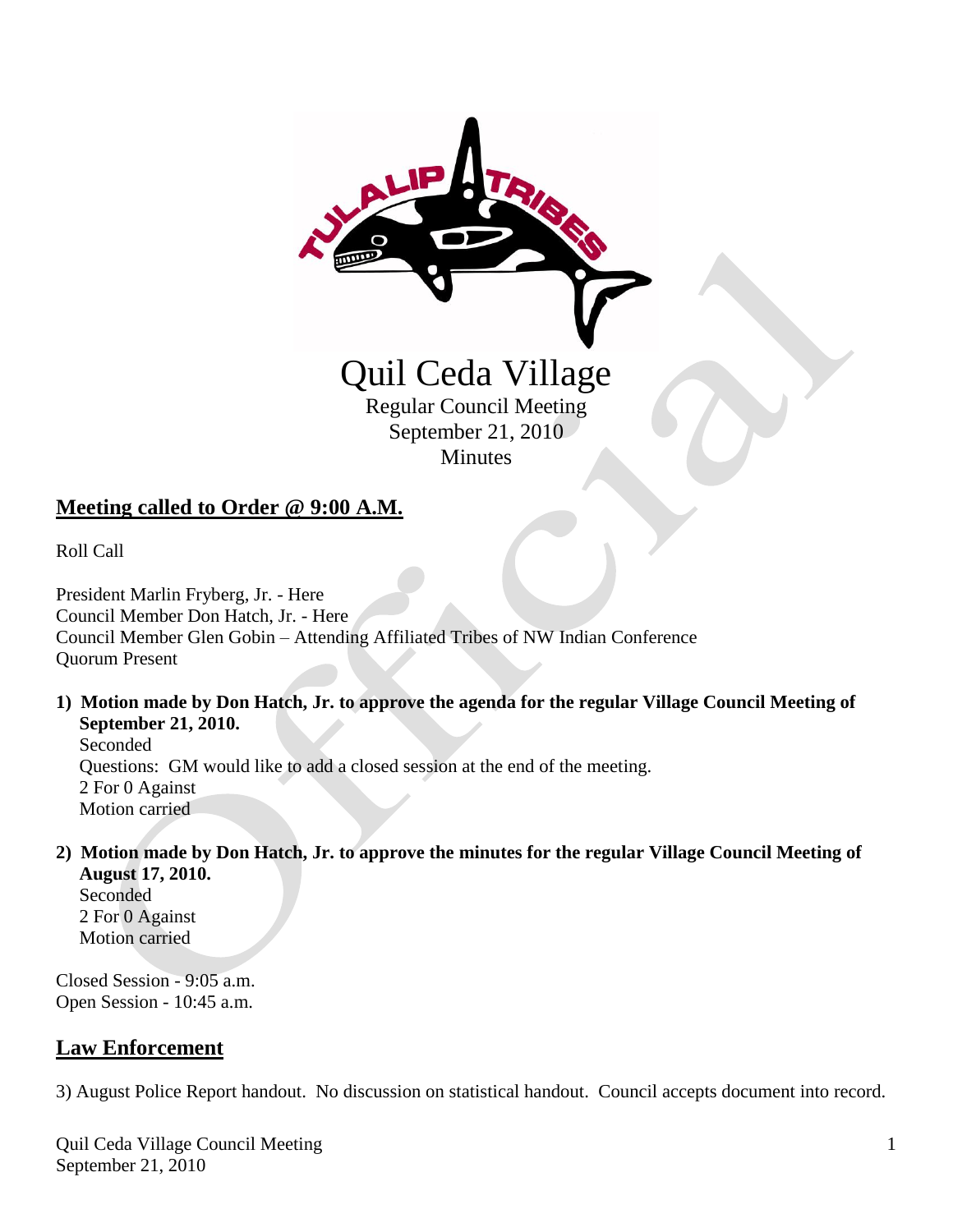# Quil Ceda Village

Regular Council Meeting
September 21, 2010
Minutes

## Meeting called to Order @ 9:00 A.M.

Roll Call

President Marlin Fryberg, Jr. - Here
Council Member Don Hatch, Jr. - Here
Council Member Glen Gobin – Attending Affiliated Tribes of NW Indian Conference
Quorum Present

1) **Motion made by Don Hatch, Jr. to approve the agenda for the regular Village Council Meeting of September 21, 2010.**
   Seconded
   Questions: GM would like to add a closed session at the end of the meeting.
   2 For 0 Against
   Motion carried

2) **Motion made by Don Hatch, Jr. to approve the minutes for the regular Village Council Meeting of August 17, 2010.**
   Seconded
   2 For 0 Against
   Motion carried

Closed Session - 9:05 a.m.
Open Session - 10:45 a.m.

## Law Enforcement

3) August Police Report handout. No discussion on statistical handout. Council accepts document into record.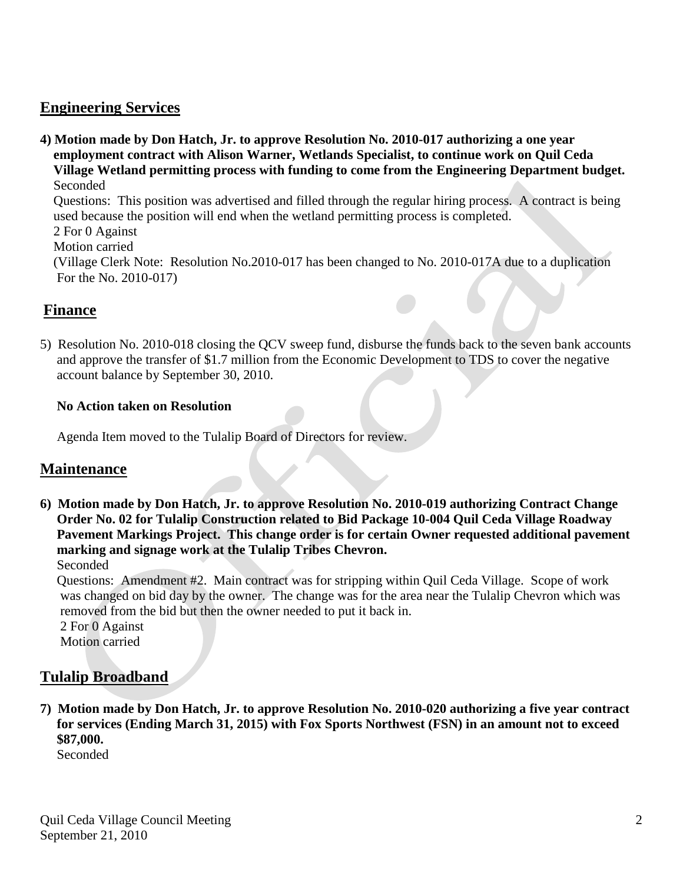## Engineering Services

**4) Motion made by Don Hatch, Jr. to approve Resolution No. 2010-017 authorizing a one year employment contract with Alison Warner, Wetlands Specialist, to continue work on Quil Ceda Village Wetland permitting process with funding to come from the Engineering Department budget.**

Seconded

Questions: This position was advertised and filled through the regular hiring process. A contract is being used because the position will end when the wetland permitting process is completed.

2 For 0 Against

Motion carried

(Village Clerk Note: Resolution No.2010-017 has been changed to No. 2010-017A due to a duplication For the No. 2010-017)

## Finance

5) Resolution No. 2010-018 closing the QCV sweep fund, disburse the funds back to the seven bank accounts and approve the transfer of $1.7 million from the Economic Development to TDS to cover the negative account balance by September 30, 2010.

**No Action taken on Resolution**

Agenda Item moved to the Tulalip Board of Directors for review.

## Maintenance

**6) Motion made by Don Hatch, Jr. to approve Resolution No. 2010-019 authorizing Contract Change Order No. 02 for Tulalip Construction related to Bid Package 10-004 Quil Ceda Village Roadway Pavement Markings Project. This change order is for certain Owner requested additional pavement marking and signage work at the Tulalip Tribes Chevron.**

Seconded

Questions: Amendment #2. Main contract was for stripping within Quil Ceda Village. Scope of work was changed on bid day by the owner. The change was for the area near the Tulalip Chevron which was removed from the bid but then the owner needed to put it back in.

2 For 0 Against

Motion carried

## Tulalip Broadband

**7) Motion made by Don Hatch, Jr. to approve Resolution No. 2010-020 authorizing a five year contract for services (Ending March 31, 2015) with Fox Sports Northwest (FSN) in an amount not to exceed $87,000.**

Seconded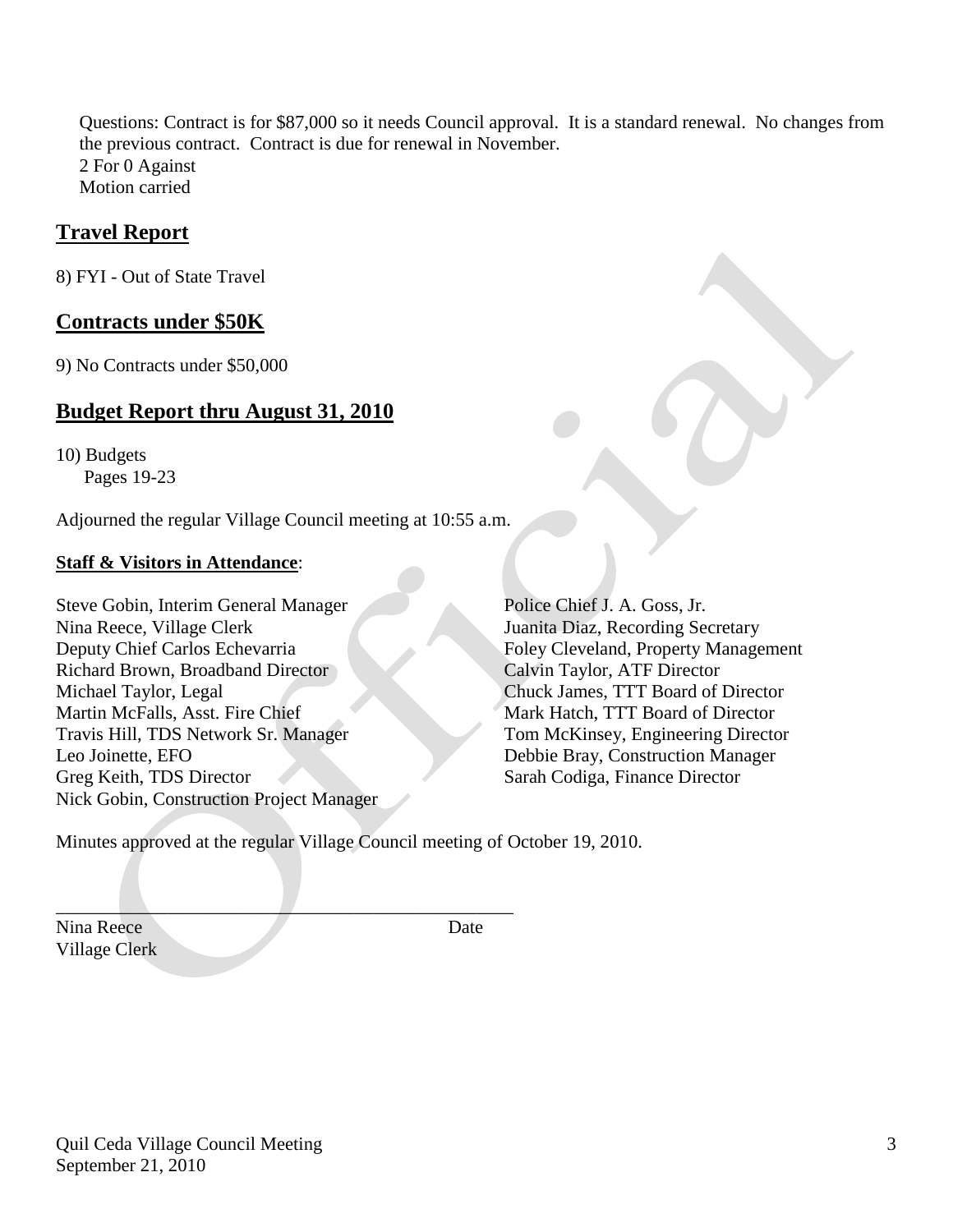Questions: Contract is for $87,000 so it needs Council approval. It is a standard renewal. No changes from the previous contract. Contract is due for renewal in November.
2 For 0 Against
Motion carried

## Travel Report

8) FYI - Out of State Travel

## Contracts under $50K

9) No Contracts under $50,000

## Budget Report thru August 31, 2010

10) Budgets
Pages 19-23

Adjourned the regular Village Council meeting at 10:55 a.m.

**Staff & Visitors in Attendance**:

Steve Gobin, Interim General Manager
Nina Reece, Village Clerk
Deputy Chief Carlos Echevarria
Richard Brown, Broadband Director
Michael Taylor, Legal
Martin McFalls, Asst. Fire Chief
Travis Hill, TDS Network Sr. Manager
Leo Joinette, EFO
Greg Keith, TDS Director
Nick Gobin, Construction Project Manager
Police Chief J. A. Goss, Jr.
Juanita Diaz, Recording Secretary
Foley Cleveland, Property Management
Calvin Taylor, ATF Director
Chuck James, TTT Board of Director
Mark Hatch, TTT Board of Director
Tom McKinsey, Engineering Director
Debbie Bray, Construction Manager
Sarah Codiga, Finance Director

Minutes approved at the regular Village Council meeting of October 19, 2010.

\_\_\_\_\_\_\_\_\_\_\_\_\_\_\_\_\_\_\_\_\_\_\_\_\_\_\_\_\_\_\_\_\_\_\_\_\_\_\_\_\_\_\_\_\_\_\_\_

Nina Reece Date
Village Clerk